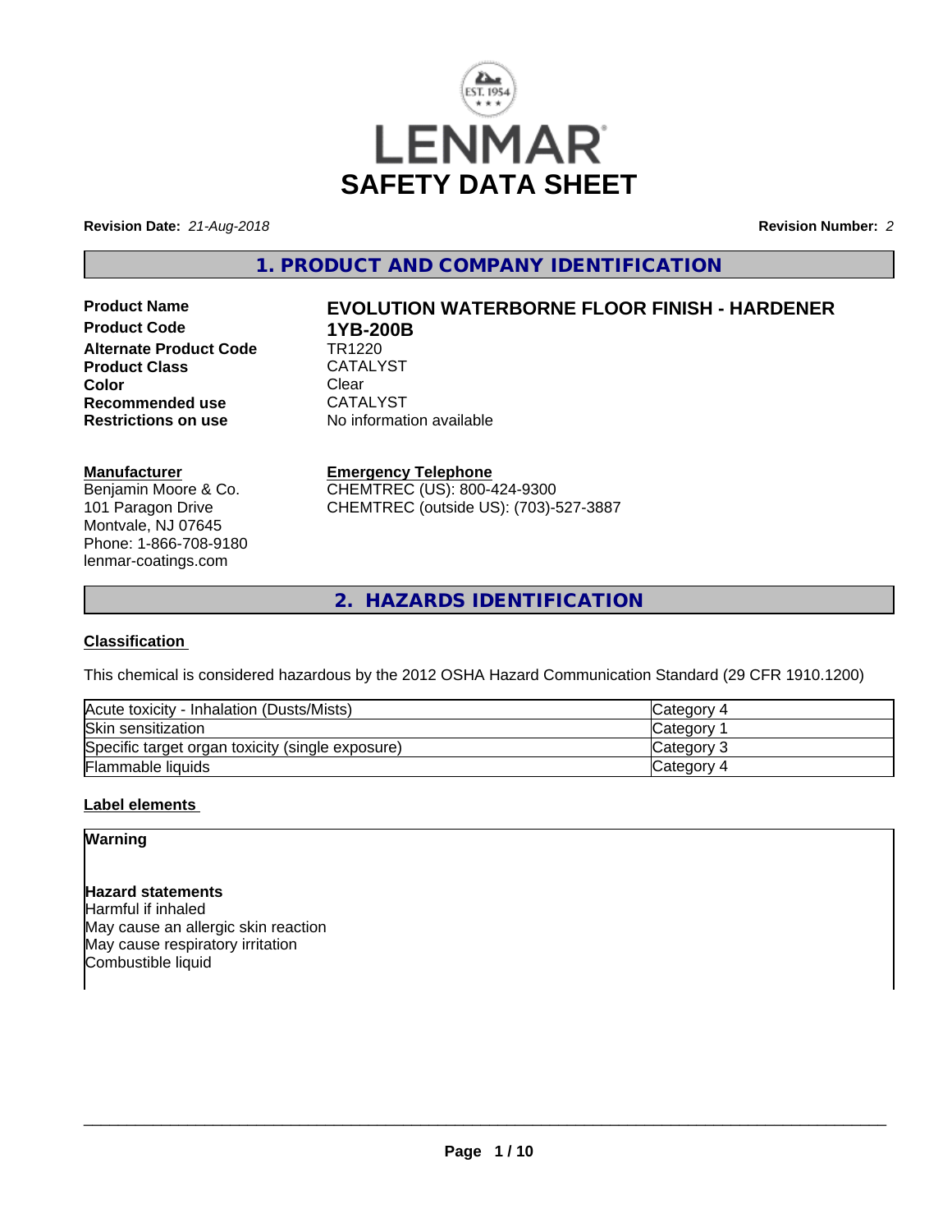LENMAR

# SAFETY DATA SHEET

**Revision Date:** *21-Aug-2018*

**Revision Number:** *2*

## 1. PRODUCT AND COMPANY IDENTIFICATION

| | |
|---|---|
| **Product Name** | **EVOLUTION WATERBORNE FLOOR FINISH - HARDENER** |
| **Product Code** | **1YB-200B** |
| **Alternate Product Code** | TR1220 |
| **Product Class** | CATALYST |
| **Color** | Clear |
| **Recommended use** | CATALYST |
| **Restrictions on use** | No information available |

**Manufacturer**
Benjamin Moore & Co.
101 Paragon Drive
Montvale, NJ 07645
Phone: 1-866-708-9180
lenmar-coatings.com

**Emergency Telephone**
CHEMTREC (US): 800-424-9300
CHEMTREC (outside US): (703)-527-3887

## 2. HAZARDS IDENTIFICATION

### Classification

This chemical is considered hazardous by the 2012 OSHA Hazard Communication Standard (29 CFR 1910.1200)

| | |
|---|---|
| Acute toxicity - Inhalation (Dusts/Mists) | Category 4 |
| Skin sensitization | Category 1 |
| Specific target organ toxicity (single exposure) | Category 3 |
| Flammable liquids | Category 4 |

### Label elements

**Warning**

**Hazard statements**
Harmful if inhaled
May cause an allergic skin reaction
May cause respiratory irritation
Combustible liquid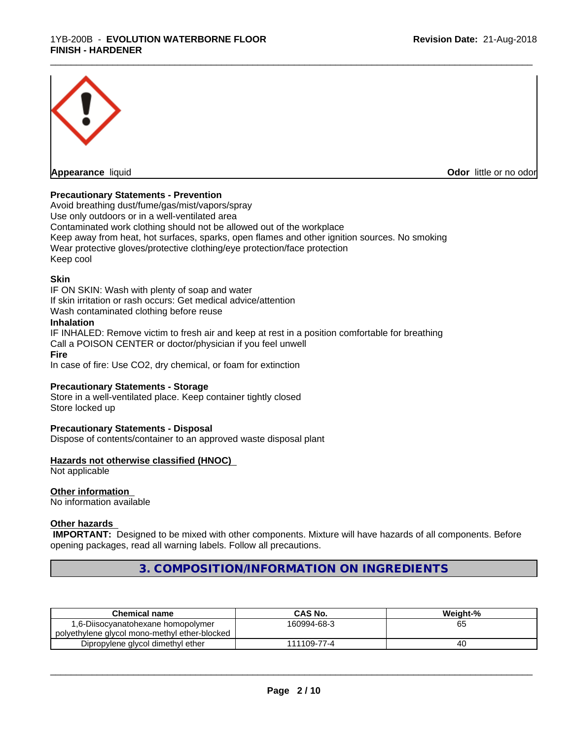**Appearance** liquid **Odor** little or no odor

**Precautionary Statements - Prevention**

Avoid breathing dust/fume/gas/mist/vapors/spray
Use only outdoors or in a well-ventilated area
Contaminated work clothing should not be allowed out of the workplace
Keep away from heat, hot surfaces, sparks, open flames and other ignition sources. No smoking
Wear protective gloves/protective clothing/eye protection/face protection
Keep cool

**Skin**

IF ON SKIN: Wash with plenty of soap and water
If skin irritation or rash occurs: Get medical advice/attention
Wash contaminated clothing before reuse

**Inhalation**

IF INHALED: Remove victim to fresh air and keep at rest in a position comfortable for breathing
Call a POISON CENTER or doctor/physician if you feel unwell

**Fire**

In case of fire: Use CO2, dry chemical, or foam for extinction

**Precautionary Statements - Storage**

Store in a well-ventilated place. Keep container tightly closed
Store locked up

**Precautionary Statements - Disposal**

Dispose of contents/container to an approved waste disposal plant

**Hazards not otherwise classified (HNOC)**

Not applicable

**Other information**

No information available

**Other hazards**

**IMPORTANT:** Designed to be mixed with other components. Mixture will have hazards of all components. Before opening packages, read all warning labels. Follow all precautions.

## 3. COMPOSITION/INFORMATION ON INGREDIENTS

| Chemical name | CAS No. | Weight-% |
| --- | --- | --- |
| 1,6-Diisocyanatohexane homopolymer polyethylene glycol mono-methyl ether-blocked | 160994-68-3 | 65 |
| Dipropylene glycol dimethyl ether | 111109-77-4 | 40 |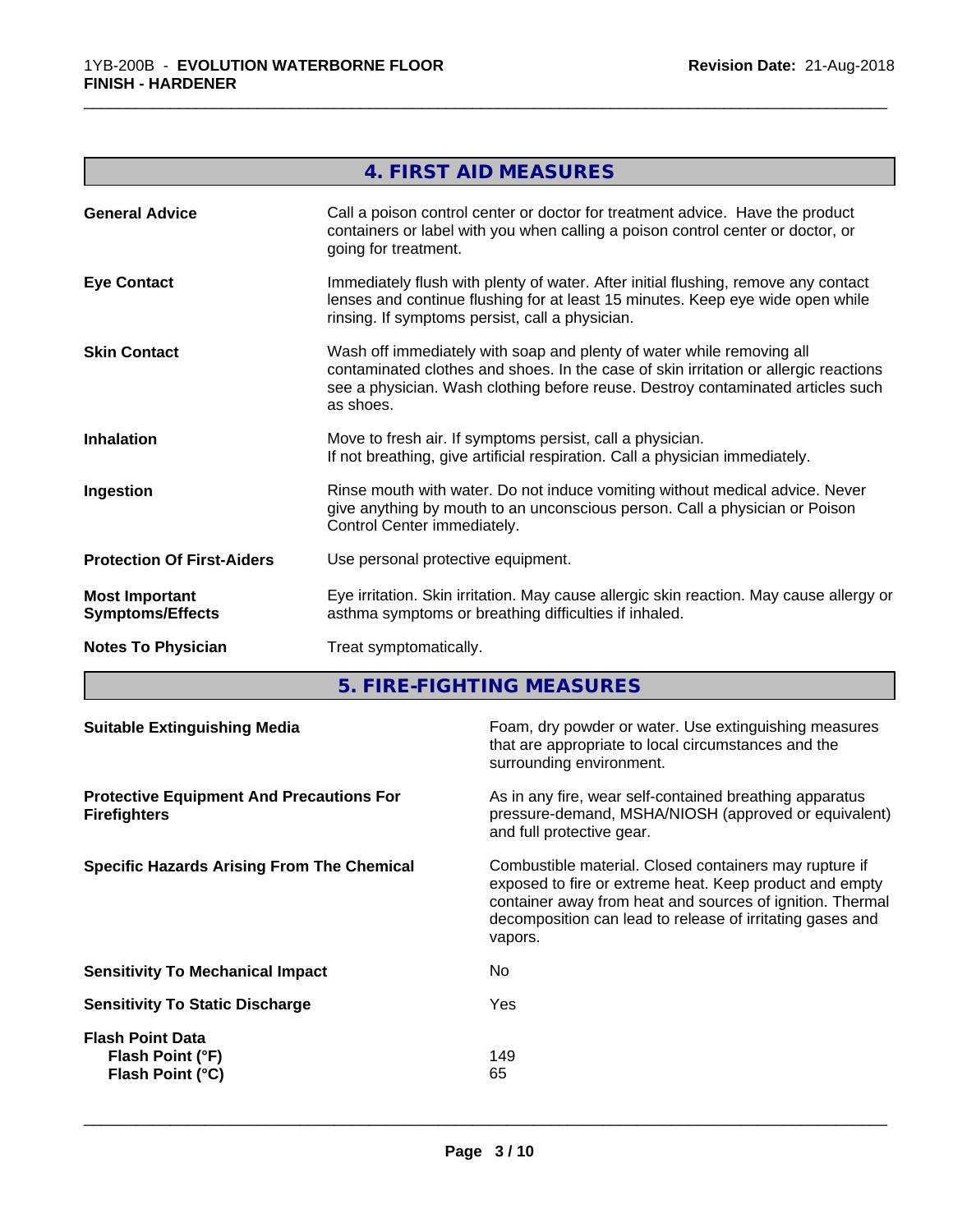## 4. FIRST AID MEASURES

| | |
|---|---|
| **General Advice** | Call a poison control center or doctor for treatment advice. Have the product containers or label with you when calling a poison control center or doctor, or going for treatment. |
| **Eye Contact** | Immediately flush with plenty of water. After initial flushing, remove any contact lenses and continue flushing for at least 15 minutes. Keep eye wide open while rinsing. If symptoms persist, call a physician. |
| **Skin Contact** | Wash off immediately with soap and plenty of water while removing all contaminated clothes and shoes. In the case of skin irritation or allergic reactions see a physician. Wash clothing before reuse. Destroy contaminated articles such as shoes. |
| **Inhalation** | Move to fresh air. If symptoms persist, call a physician. If not breathing, give artificial respiration. Call a physician immediately. |
| **Ingestion** | Rinse mouth with water. Do not induce vomiting without medical advice. Never give anything by mouth to an unconscious person. Call a physician or Poison Control Center immediately. |
| **Protection Of First-Aiders** | Use personal protective equipment. |
| **Most Important Symptoms/Effects** | Eye irritation. Skin irritation. May cause allergic skin reaction. May cause allergy or asthma symptoms or breathing difficulties if inhaled. |
| **Notes To Physician** | Treat symptomatically. |

## 5. FIRE-FIGHTING MEASURES

| | |
|---|---|
| **Suitable Extinguishing Media** | Foam, dry powder or water. Use extinguishing measures that are appropriate to local circumstances and the surrounding environment. |
| **Protective Equipment And Precautions For Firefighters** | As in any fire, wear self-contained breathing apparatus pressure-demand, MSHA/NIOSH (approved or equivalent) and full protective gear. |
| **Specific Hazards Arising From The Chemical** | Combustible material. Closed containers may rupture if exposed to fire or extreme heat. Keep product and empty container away from heat and sources of ignition. Thermal decomposition can lead to release of irritating gases and vapors. |
| **Sensitivity To Mechanical Impact** | No |
| **Sensitivity To Static Discharge** | Yes |
| **Flash Point Data** | |
| **Flash Point (°F)** | 149 |
| **Flash Point (°C)** | 65 |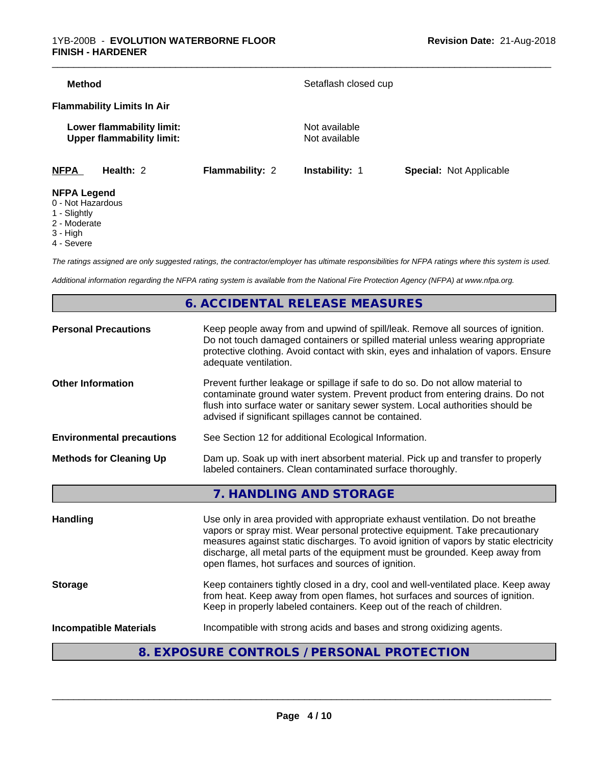**Method** Setaflash closed cup

**Flammability Limits In Air**

**Lower flammability limit:** Not available
**Upper flammability limit:** Not available

| NFPA | Health: 2 | Flammability: 2 | Instability: 1 | Special: Not Applicable |
|---|---|---|---|---|

**NFPA Legend**
0 - Not Hazardous
1 - Slightly
2 - Moderate
3 - High
4 - Severe

*The ratings assigned are only suggested ratings, the contractor/employer has ultimate responsibilities for NFPA ratings where this system is used.*

*Additional information regarding the NFPA rating system is available from the National Fire Protection Agency (NFPA) at www.nfpa.org.*

## 6. ACCIDENTAL RELEASE MEASURES

**Personal Precautions** Keep people away from and upwind of spill/leak. Remove all sources of ignition. Do not touch damaged containers or spilled material unless wearing appropriate protective clothing. Avoid contact with skin, eyes and inhalation of vapors. Ensure adequate ventilation.

**Other Information** Prevent further leakage or spillage if safe to do so. Do not allow material to contaminate ground water system. Prevent product from entering drains. Do not flush into surface water or sanitary sewer system. Local authorities should be advised if significant spillages cannot be contained.

**Environmental precautions** See Section 12 for additional Ecological Information.

**Methods for Cleaning Up** Dam up. Soak up with inert absorbent material. Pick up and transfer to properly labeled containers. Clean contaminated surface thoroughly.

## 7. HANDLING AND STORAGE

**Handling** Use only in area provided with appropriate exhaust ventilation. Do not breathe vapors or spray mist. Wear personal protective equipment. Take precautionary measures against static discharges. To avoid ignition of vapors by static electricity discharge, all metal parts of the equipment must be grounded. Keep away from open flames, hot surfaces and sources of ignition.

**Storage** Keep containers tightly closed in a dry, cool and well-ventilated place. Keep away from heat. Keep away from open flames, hot surfaces and sources of ignition. Keep in properly labeled containers. Keep out of the reach of children.

**Incompatible Materials** Incompatible with strong acids and bases and strong oxidizing agents.

## 8. EXPOSURE CONTROLS / PERSONAL PROTECTION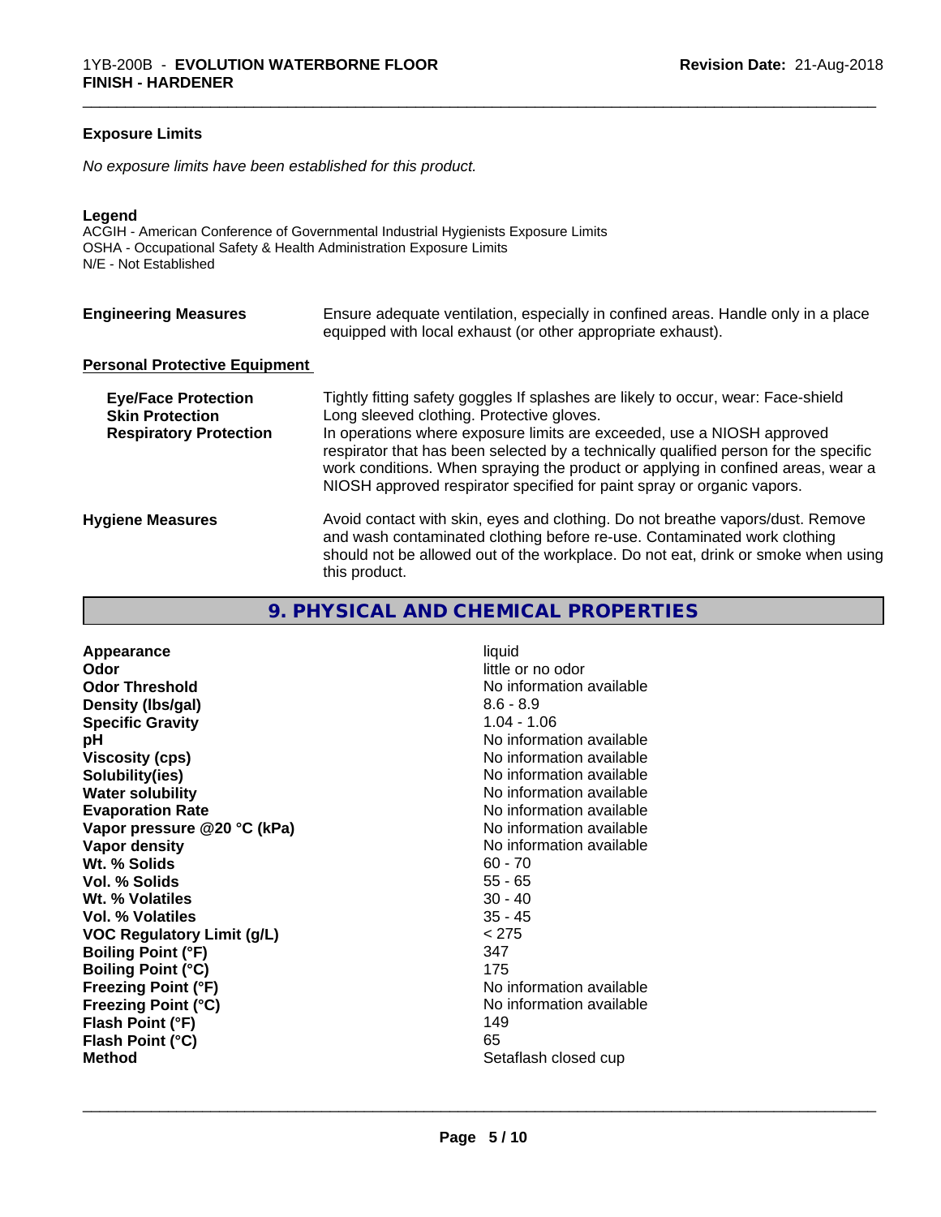**Exposure Limits**

*No exposure limits have been established for this product.*

**Legend**

ACGIH - American Conference of Governmental Industrial Hygienists Exposure Limits
OSHA - Occupational Safety & Health Administration Exposure Limits
N/E - Not Established

**Engineering Measures** Ensure adequate ventilation, especially in confined areas. Handle only in a place equipped with local exhaust (or other appropriate exhaust).

**Personal Protective Equipment**

**Eye/Face Protection** Tightly fitting safety goggles If splashes are likely to occur, wear: Face-shield

**Skin Protection** Long sleeved clothing. Protective gloves.

**Respiratory Protection** In operations where exposure limits are exceeded, use a NIOSH approved respirator that has been selected by a technically qualified person for the specific work conditions. When spraying the product or applying in confined areas, wear a NIOSH approved respirator specified for paint spray or organic vapors.

**Hygiene Measures** Avoid contact with skin, eyes and clothing. Do not breathe vapors/dust. Remove and wash contaminated clothing before re-use. Contaminated work clothing should not be allowed out of the workplace. Do not eat, drink or smoke when using this product.

## 9. PHYSICAL AND CHEMICAL PROPERTIES

| Property | Value |
|---|---|
| **Appearance** | liquid |
| **Odor** | little or no odor |
| **Odor Threshold** | No information available |
| **Density (lbs/gal)** | 8.6 - 8.9 |
| **Specific Gravity** | 1.04 - 1.06 |
| **pH** | No information available |
| **Viscosity (cps)** | No information available |
| **Solubility(ies)** | No information available |
| **Water solubility** | No information available |
| **Evaporation Rate** | No information available |
| **Vapor pressure @20 °C (kPa)** | No information available |
| **Vapor density** | No information available |
| **Wt. % Solids** | 60 - 70 |
| **Vol. % Solids** | 55 - 65 |
| **Wt. % Volatiles** | 30 - 40 |
| **Vol. % Volatiles** | 35 - 45 |
| **VOC Regulatory Limit (g/L)** | < 275 |
| **Boiling Point (°F)** | 347 |
| **Boiling Point (°C)** | 175 |
| **Freezing Point (°F)** | No information available |
| **Freezing Point (°C)** | No information available |
| **Flash Point (°F)** | 149 |
| **Flash Point (°C)** | 65 |
| **Method** | Setaflash closed cup |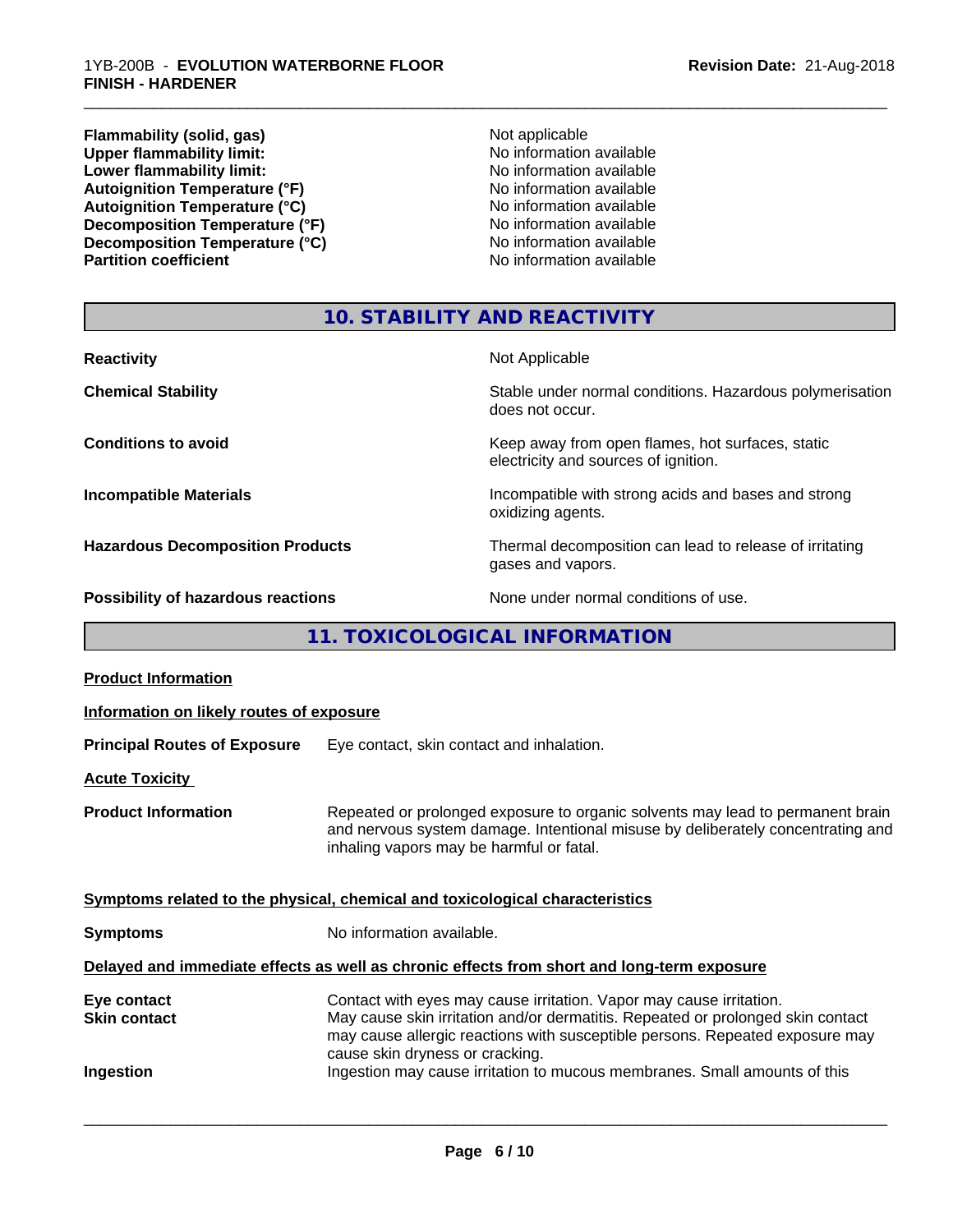| | |
|---|---|
| **Flammability (solid, gas)** | Not applicable |
| **Upper flammability limit:** | No information available |
| **Lower flammability limit:** | No information available |
| **Autoignition Temperature (°F)** | No information available |
| **Autoignition Temperature (°C)** | No information available |
| **Decomposition Temperature (°F)** | No information available |
| **Decomposition Temperature (°C)** | No information available |
| **Partition coefficient** | No information available |

## 10. STABILITY AND REACTIVITY

| | |
|---|---|
| **Reactivity** | Not Applicable |
| **Chemical Stability** | Stable under normal conditions. Hazardous polymerisation does not occur. |
| **Conditions to avoid** | Keep away from open flames, hot surfaces, static electricity and sources of ignition. |
| **Incompatible Materials** | Incompatible with strong acids and bases and strong oxidizing agents. |
| **Hazardous Decomposition Products** | Thermal decomposition can lead to release of irritating gases and vapors. |
| **Possibility of hazardous reactions** | None under normal conditions of use. |

## 11. TOXICOLOGICAL INFORMATION

**Product Information**

**Information on likely routes of exposure**

**Principal Routes of Exposure** Eye contact, skin contact and inhalation.

**Acute Toxicity**

**Product Information** Repeated or prolonged exposure to organic solvents may lead to permanent brain and nervous system damage. Intentional misuse by deliberately concentrating and inhaling vapors may be harmful or fatal.

**Symptoms related to the physical, chemical and toxicological characteristics**

**Symptoms** No information available.

**Delayed and immediate effects as well as chronic effects from short and long-term exposure**

| | |
|---|---|
| **Eye contact** | Contact with eyes may cause irritation. Vapor may cause irritation. |
| **Skin contact** | May cause skin irritation and/or dermatitis. Repeated or prolonged skin contact may cause allergic reactions with susceptible persons. Repeated exposure may cause skin dryness or cracking. |
| **Ingestion** | Ingestion may cause irritation to mucous membranes. Small amounts of this |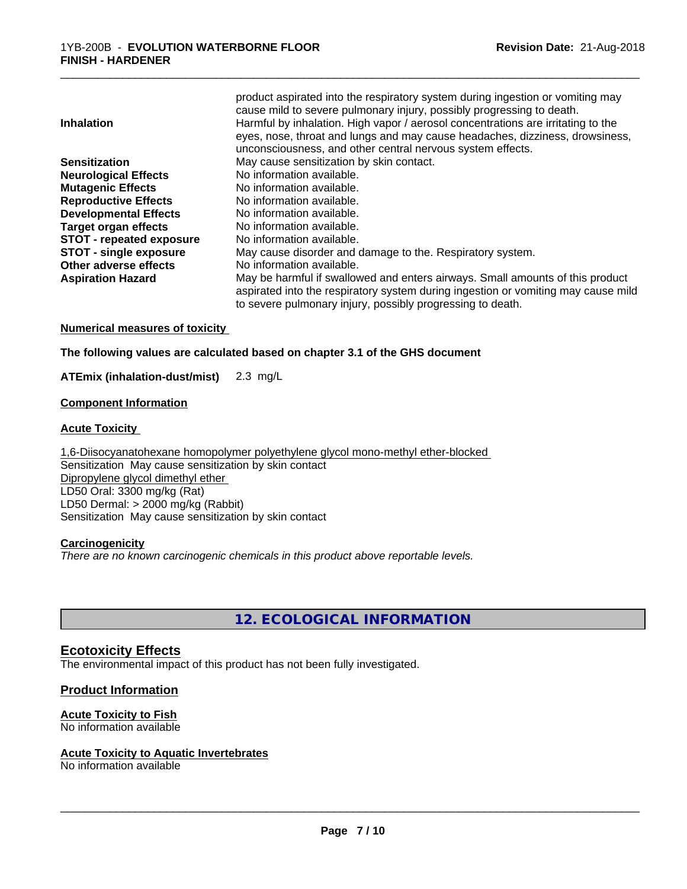product aspirated into the respiratory system during ingestion or vomiting may cause mild to severe pulmonary injury, possibly progressing to death.

| | |
|---|---|
| **Inhalation** | Harmful by inhalation. High vapor / aerosol concentrations are irritating to the eyes, nose, throat and lungs and may cause headaches, dizziness, drowsiness, unconsciousness, and other central nervous system effects. |
| **Sensitization** | May cause sensitization by skin contact. |
| **Neurological Effects** | No information available. |
| **Mutagenic Effects** | No information available. |
| **Reproductive Effects** | No information available. |
| **Developmental Effects** | No information available. |
| **Target organ effects** | No information available. |
| **STOT - repeated exposure** | No information available. |
| **STOT - single exposure** | May cause disorder and damage to the. Respiratory system. |
| **Other adverse effects** | No information available. |
| **Aspiration Hazard** | May be harmful if swallowed and enters airways. Small amounts of this product aspirated into the respiratory system during ingestion or vomiting may cause mild to severe pulmonary injury, possibly progressing to death. |

**Numerical measures of toxicity**

**The following values are calculated based on chapter 3.1 of the GHS document**

**ATEmix (inhalation-dust/mist)** 2.3 mg/L

**Component Information**

**Acute Toxicity**

1,6-Diisocyanatohexane homopolymer polyethylene glycol mono-methyl ether-blocked
Sensitization May cause sensitization by skin contact
Dipropylene glycol dimethyl ether
LD50 Oral: 3300 mg/kg (Rat)
LD50 Dermal: > 2000 mg/kg (Rabbit)
Sensitization May cause sensitization by skin contact

**Carcinogenicity**

*There are no known carcinogenic chemicals in this product above reportable levels.*

## 12. ECOLOGICAL INFORMATION

### Ecotoxicity Effects

The environmental impact of this product has not been fully investigated.

### Product Information

**Acute Toxicity to Fish**
No information available

**Acute Toxicity to Aquatic Invertebrates**
No information available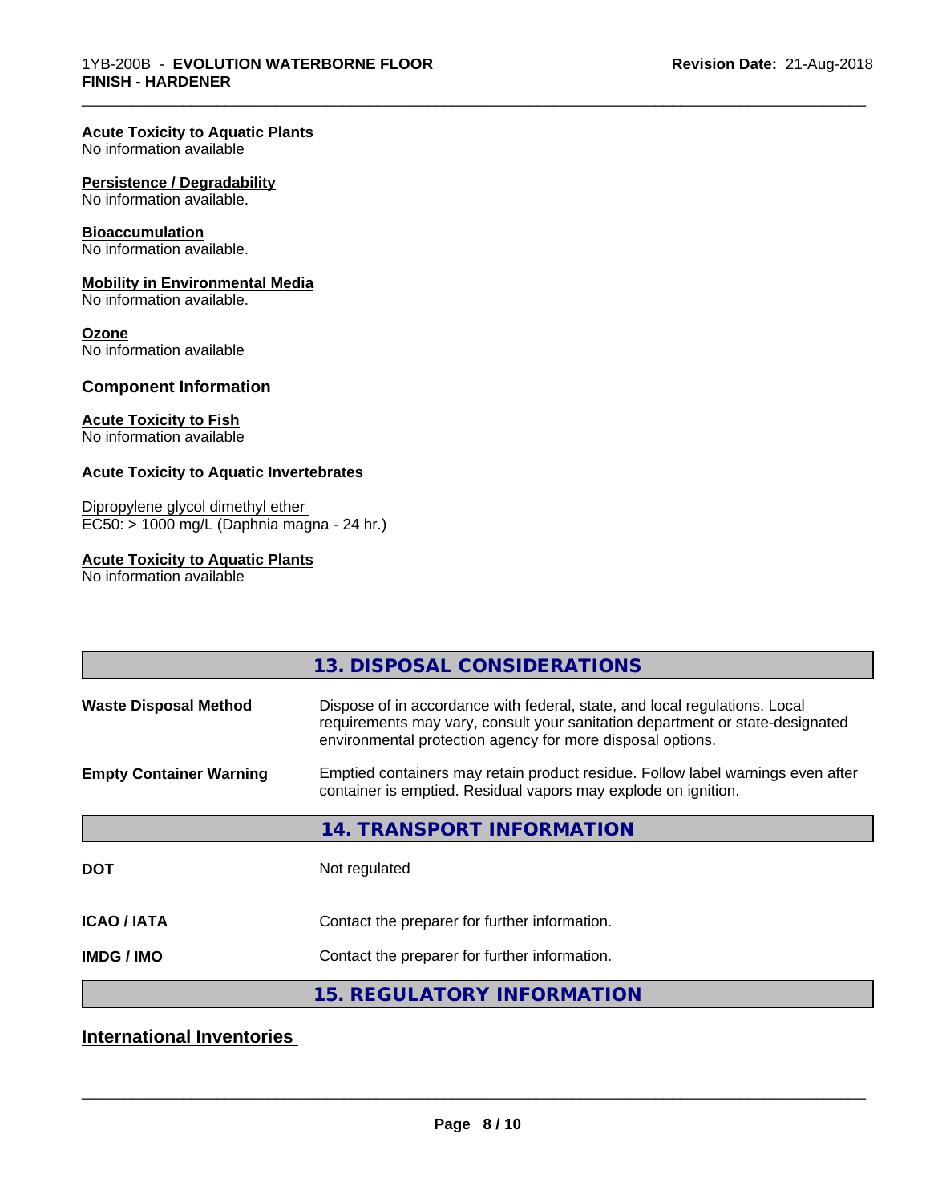**Acute Toxicity to Aquatic Plants**
No information available

**Persistence / Degradability**
No information available.

**Bioaccumulation**
No information available.

**Mobility in Environmental Media**
No information available.

**Ozone**
No information available

### Component Information

**Acute Toxicity to Fish**
No information available

**Acute Toxicity to Aquatic Invertebrates**

Dipropylene glycol dimethyl ether
EC50: > 1000 mg/L (Daphnia magna - 24 hr.)

**Acute Toxicity to Aquatic Plants**
No information available

## 13. DISPOSAL CONSIDERATIONS

| | |
|---|---|
| **Waste Disposal Method** | Dispose of in accordance with federal, state, and local regulations. Local requirements may vary, consult your sanitation department or state-designated environmental protection agency for more disposal options. |
| **Empty Container Warning** | Emptied containers may retain product residue. Follow label warnings even after container is emptied. Residual vapors may explode on ignition. |

## 14. TRANSPORT INFORMATION

| | |
|---|---|
| **DOT** | Not regulated |
| **ICAO / IATA** | Contact the preparer for further information. |
| **IMDG / IMO** | Contact the preparer for further information. |

## 15. REGULATORY INFORMATION

### International Inventories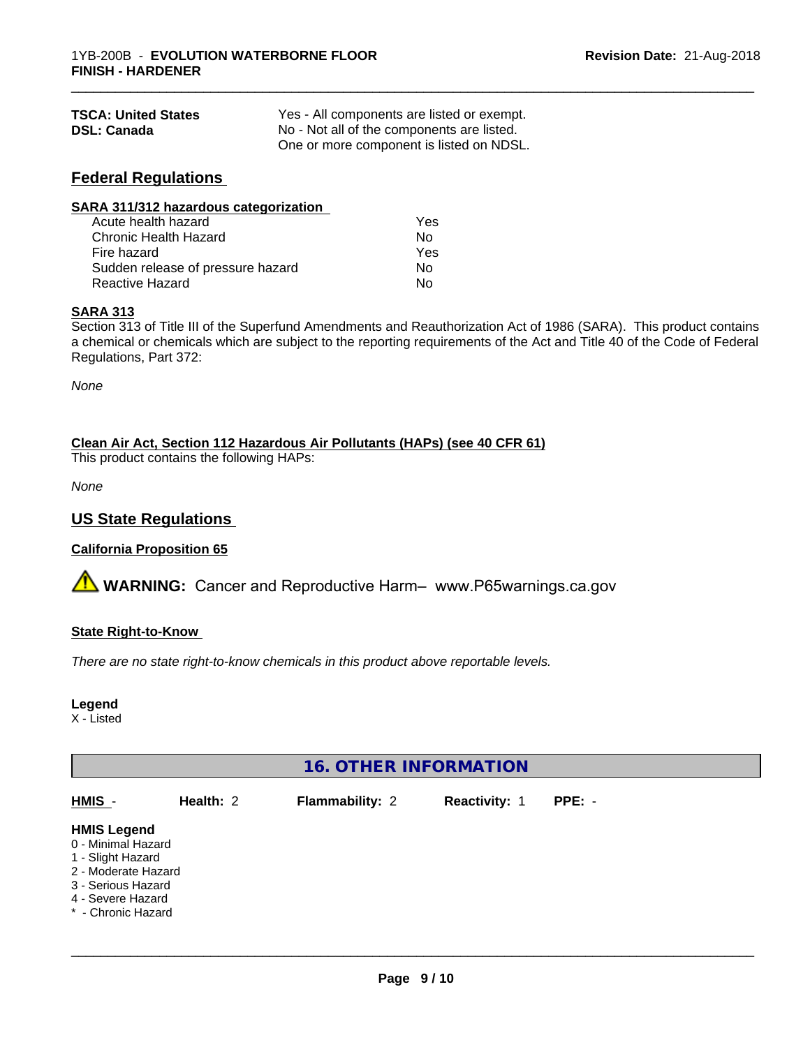| | |
|---|---|
| **TSCA: United States** | Yes - All components are listed or exempt. |
| **DSL: Canada** | No - Not all of the components are listed. One or more component is listed on NDSL. |

## Federal Regulations

**SARA 311/312 hazardous categorization**

| | |
|---|---|
| Acute health hazard | Yes |
| Chronic Health Hazard | No |
| Fire hazard | Yes |
| Sudden release of pressure hazard | No |
| Reactive Hazard | No |

**SARA 313**

Section 313 of Title III of the Superfund Amendments and Reauthorization Act of 1986 (SARA). This product contains a chemical or chemicals which are subject to the reporting requirements of the Act and Title 40 of the Code of Federal Regulations, Part 372:

*None*

**Clean Air Act, Section 112 Hazardous Air Pollutants (HAPs) (see 40 CFR 61)**

This product contains the following HAPs:

*None*

## US State Regulations

**California Proposition 65**

⚠ **WARNING:** Cancer and Reproductive Harm– www.P65warnings.ca.gov

**State Right-to-Know**

*There are no state right-to-know chemicals in this product above reportable levels.*

**Legend**

X - Listed

## 16. OTHER INFORMATION

| HMIS - | Health: 2 | Flammability: 2 | Reactivity: 1 | PPE: - |
|---|---|---|---|---|

**HMIS Legend**

0 - Minimal Hazard
1 - Slight Hazard
2 - Moderate Hazard
3 - Serious Hazard
4 - Severe Hazard
* - Chronic Hazard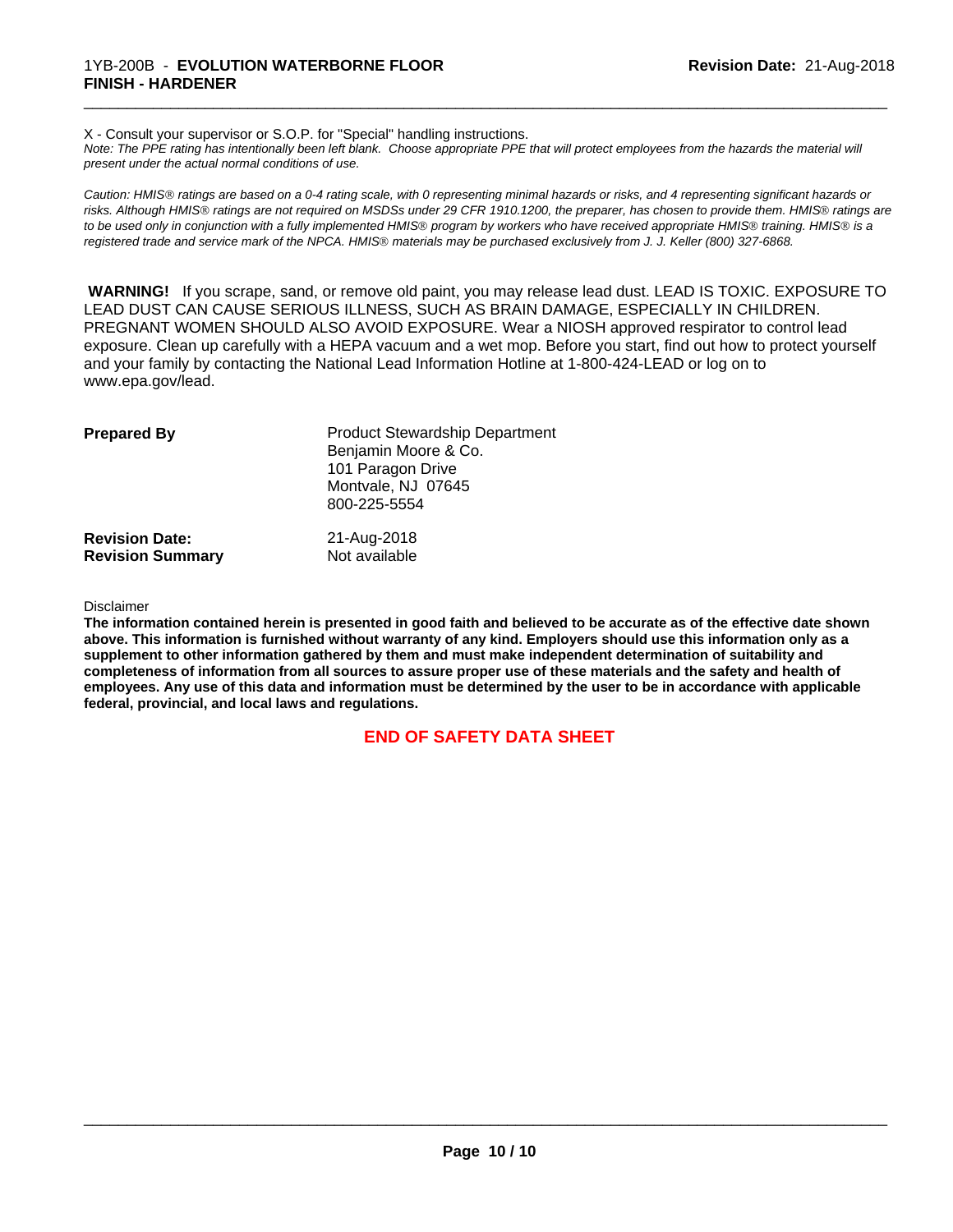X - Consult your supervisor or S.O.P. for "Special" handling instructions.

*Note: The PPE rating has intentionally been left blank. Choose appropriate PPE that will protect employees from the hazards the material will present under the actual normal conditions of use.*

*Caution: HMIS® ratings are based on a 0-4 rating scale, with 0 representing minimal hazards or risks, and 4 representing significant hazards or risks. Although HMIS® ratings are not required on MSDSs under 29 CFR 1910.1200, the preparer, has chosen to provide them. HMIS® ratings are to be used only in conjunction with a fully implemented HMIS® program by workers who have received appropriate HMIS® training. HMIS® is a registered trade and service mark of the NPCA. HMIS® materials may be purchased exclusively from J. J. Keller (800) 327-6868.*

**WARNING!** If you scrape, sand, or remove old paint, you may release lead dust. LEAD IS TOXIC. EXPOSURE TO LEAD DUST CAN CAUSE SERIOUS ILLNESS, SUCH AS BRAIN DAMAGE, ESPECIALLY IN CHILDREN. PREGNANT WOMEN SHOULD ALSO AVOID EXPOSURE. Wear a NIOSH approved respirator to control lead exposure. Clean up carefully with a HEPA vacuum and a wet mop. Before you start, find out how to protect yourself and your family by contacting the National Lead Information Hotline at 1-800-424-LEAD or log on to www.epa.gov/lead.

| | |
|---|---|
| **Prepared By** | Product Stewardship Department<br>Benjamin Moore & Co.<br>101 Paragon Drive<br>Montvale, NJ 07645<br>800-225-5554 |
| **Revision Date:** | 21-Aug-2018 |
| **Revision Summary** | Not available |

Disclaimer

**The information contained herein is presented in good faith and believed to be accurate as of the effective date shown above. This information is furnished without warranty of any kind. Employers should use this information only as a supplement to other information gathered by them and must make independent determination of suitability and completeness of information from all sources to assure proper use of these materials and the safety and health of employees. Any use of this data and information must be determined by the user to be in accordance with applicable federal, provincial, and local laws and regulations.**

**END OF SAFETY DATA SHEET**